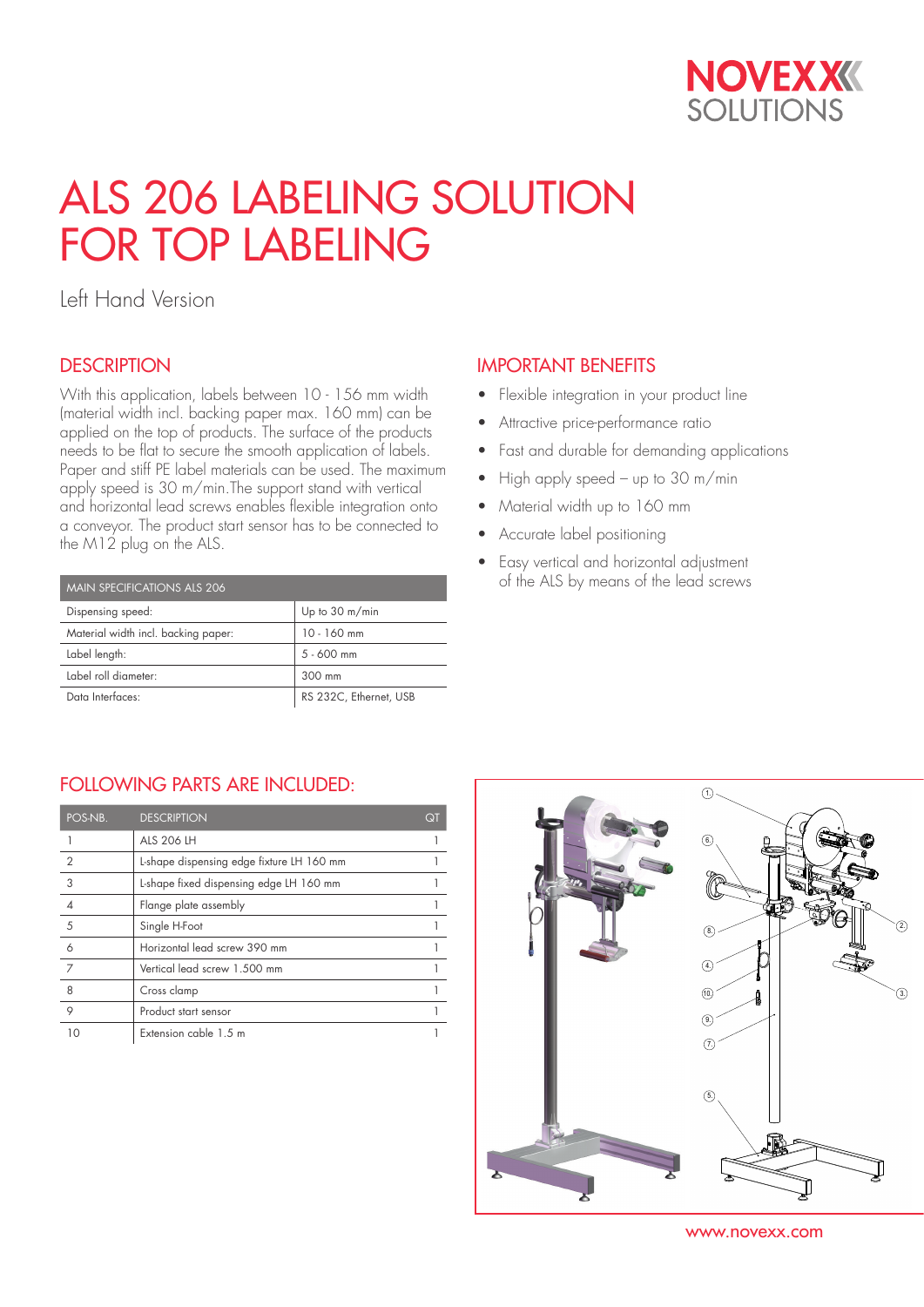# ALS 206 LABELING SOLUTION FOR TOP LABELING

Left Hand Version

## DESCRIPTION

With this application, labels between 10 - 156 mm width (material width incl. backing paper max. 160 mm) can be applied on the top of products. The surface of the products needs to be flat to secure the smooth application of labels. Paper and stiff PE label materials can be used. The maximum apply speed is 30 m/min.The support stand with vertical and horizontal lead screws enables flexible integration onto a conveyor. The product start sensor has to be connected to the M12 plug on the ALS.

| MAIN SPECIFICATIONS ALS 206 | |
|---|---|
| Dispensing speed: | Up to 30 m/min |
| Material width incl. backing paper: | 10 - 160 mm |
| Label length: | 5 - 600 mm |
| Label roll diameter: | 300 mm |
| Data Interfaces: | RS 232C, Ethernet, USB |

## IMPORTANT BENEFITS

- Flexible integration in your product line
- Attractive price-performance ratio
- Fast and durable for demanding applications
- High apply speed – up to 30 m/min
- Material width up to 160 mm
- Accurate label positioning
- Easy vertical and horizontal adjustment of the ALS by means of the lead screws

## FOLLOWING PARTS ARE INCLUDED:

| POS-NB. | DESCRIPTION | QT |
|---|---|---|
| 1 | ALS 206 LH | 1 |
| 2 | L-shape dispensing edge fixture LH 160 mm | 1 |
| 3 | L-shape fixed dispensing edge LH 160 mm | 1 |
| 4 | Flange plate assembly | 1 |
| 5 | Single H-Foot | 1 |
| 6 | Horizontal lead screw 390 mm | 1 |
| 7 | Vertical lead screw 1.500 mm | 1 |
| 8 | Cross clamp | 1 |
| 9 | Product start sensor | 1 |
| 10 | Extension cable 1.5 m | 1 |

www.novexx.com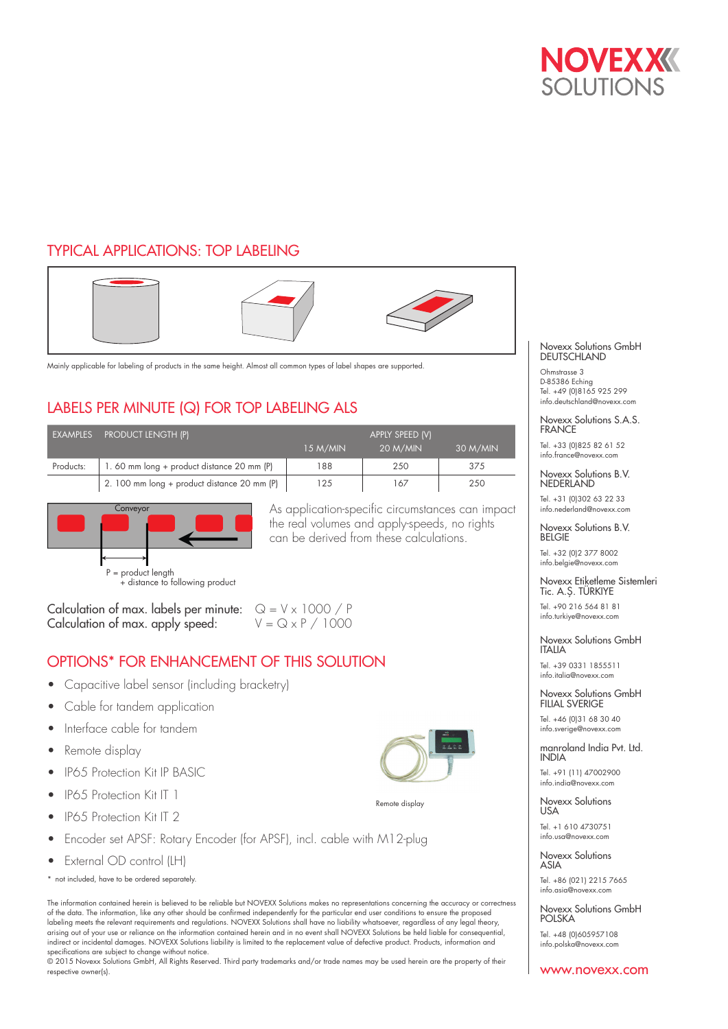## TYPICAL APPLICATIONS: TOP LABELING

Mainly applicable for labeling of products in the same height. Almost all common types of label shapes are supported.

## LABELS PER MINUTE (Q) FOR TOP LABELING ALS

| EXAMPLES | PRODUCT LENGTH (P) | APPLY SPEED (V) 15 M/MIN | 20 M/MIN | 30 M/MIN |
|---|---|---|---|---|
| Products: | 1. 60 mm long + product distance 20 mm (P) | 188 | 250 | 375 |
| | 2. 100 mm long + product distance 20 mm (P) | 125 | 167 | 250 |

Conveyor

P = product length
+ distance to following product

As application-specific circumstances can impact the real volumes and apply-speeds, no rights can be derived from these calculations.

Calculation of max. labels per minute: $Q = V \times 1000 / P$
Calculation of max. apply speed: $V = Q \times P / 1000$

## OPTIONS* FOR ENHANCEMENT OF THIS SOLUTION

- Capacitive label sensor (including bracketry)
- Cable for tandem application
- Interface cable for tandem
- Remote display
- IP65 Protection Kit IP BASIC
- IP65 Protection Kit IT 1
- IP65 Protection Kit IT 2
- Encoder set APSF: Rotary Encoder (for APSF), incl. cable with M12-plug
- External OD control (LH)

Remote display

\* not included, have to be ordered separately.

The information contained herein is believed to be reliable but NOVEXX Solutions makes no representations concerning the accuracy or correctness of the data. The information, like any other should be confirmed independently for the particular end user conditions to ensure the proposed labeling meets the relevant requirements and regulations. NOVEXX Solutions shall have no liability whatsoever, regardless of any legal theory, arising out of your use or reliance on the information contained herein and in no event shall NOVEXX Solutions be held liable for consequential, indirect or incidental damages. NOVEXX Solutions liability is limited to the replacement value of defective product. Products, information and specifications are subject to change without notice.
© 2015 Novexx Solutions GmbH, All Rights Reserved. Third party trademarks and/or trade names may be used herein are the property of their respective owner(s).

NOVEXX SOLUTIONS

Novexx Solutions GmbH
DEUTSCHLAND
Ohmstrasse 3
D-85386 Eching
Tel. +49 (0)8165 925 299
info.deutschland@novexx.com

Novexx Solutions S.A.S.
FRANCE
Tel. +33 (0)825 82 61 52
info.france@novexx.com

Novexx Solutions B.V.
NEDERLAND
Tel. +31 (0)302 63 22 33
info.nederland@novexx.com

Novexx Solutions B.V.
BELGIE
Tel. +32 (0)2 377 8002
info.belgie@novexx.com

Novexx Etiketleme Sistemleri Tic. A.Ş. TÜRKIYE
Tel. +90 216 564 81 81
info.turkiye@novexx.com

Novexx Solutions GmbH
ITALIA
Tel. +39 0331 1855511
info.italia@novexx.com

Novexx Solutions GmbH
FILIAL SVERIGE
Tel. +46 (0)31 68 30 40
info.sverige@novexx.com

manroland India Pvt. Ltd.
INDIA
Tel. +91 (11) 47002900
info.india@novexx.com

Novexx Solutions
USA
Tel. +1 610 4730751
info.usa@novexx.com

Novexx Solutions
ASIA
Tel. +86 (021) 2215 7665
info.asia@novexx.com

Novexx Solutions GmbH
POLSKA
Tel. +48 (0)605957108
info.polska@novexx.com

www.novexx.com